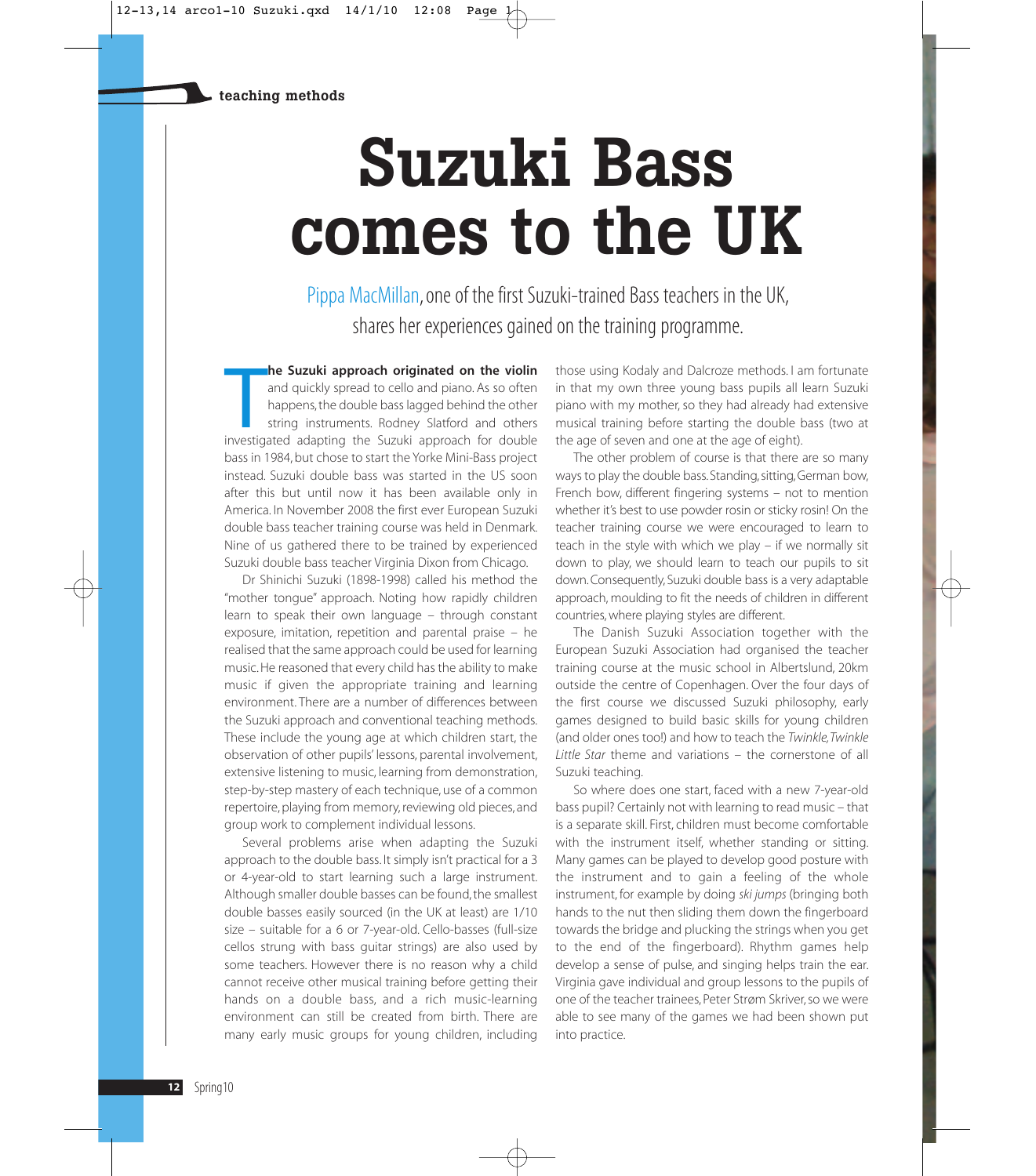teaching methods

# Suzuki Bass comes to the UK

Pippa MacMillan, one of the first Suzuki-trained Bass teachers in the UK, shares her experiences gained on the training programme.

**The Suzuki approach originated on the violin** and quickly spread to cello and piano. As so often happens, the double bass lagged behind the other string instruments. Rodney Slatford and others investigated adapting the Suzuki approach for double bass in 1984, but chose to start the Yorke Mini-Bass project instead. Suzuki double bass was started in the US soon after this but until now it has been available only in America. In November 2008 the first ever European Suzuki double bass teacher training course was held in Denmark. Nine of us gathered there to be trained by experienced Suzuki double bass teacher Virginia Dixon from Chicago.

Dr Shinichi Suzuki (1898-1998) called his method the "mother tongue" approach. Noting how rapidly children learn to speak their own language – through constant exposure, imitation, repetition and parental praise – he realised that the same approach could be used for learning music. He reasoned that every child has the ability to make music if given the appropriate training and learning environment. There are a number of differences between the Suzuki approach and conventional teaching methods. These include the young age at which children start, the observation of other pupils' lessons, parental involvement, extensive listening to music, learning from demonstration, step-by-step mastery of each technique, use of a common repertoire, playing from memory, reviewing old pieces, and group work to complement individual lessons.

Several problems arise when adapting the Suzuki approach to the double bass. It simply isn't practical for a 3 or 4-year-old to start learning such a large instrument. Although smaller double basses can be found, the smallest double basses easily sourced (in the UK at least) are 1/10 size – suitable for a 6 or 7-year-old. Cello-basses (full-size cellos strung with bass guitar strings) are also used by some teachers. However there is no reason why a child cannot receive other musical training before getting their hands on a double bass, and a rich music-learning environment can still be created from birth. There are many early music groups for young children, including those using Kodaly and Dalcroze methods. I am fortunate in that my own three young bass pupils all learn Suzuki piano with my mother, so they had already had extensive musical training before starting the double bass (two at the age of seven and one at the age of eight).

The other problem of course is that there are so many ways to play the double bass. Standing, sitting, German bow, French bow, different fingering systems – not to mention whether it's best to use powder rosin or sticky rosin! On the teacher training course we were encouraged to learn to teach in the style with which we play – if we normally sit down to play, we should learn to teach our pupils to sit down. Consequently, Suzuki double bass is a very adaptable approach, moulding to fit the needs of children in different countries, where playing styles are different.

The Danish Suzuki Association together with the European Suzuki Association had organised the teacher training course at the music school in Albertslund, 20km outside the centre of Copenhagen. Over the four days of the first course we discussed Suzuki philosophy, early games designed to build basic skills for young children (and older ones too!) and how to teach the *Twinkle, Twinkle Little Star* theme and variations – the cornerstone of all Suzuki teaching.

So where does one start, faced with a new 7-year-old bass pupil? Certainly not with learning to read music – that is a separate skill. First, children must become comfortable with the instrument itself, whether standing or sitting. Many games can be played to develop good posture with the instrument and to gain a feeling of the whole instrument, for example by doing *ski jumps* (bringing both hands to the nut then sliding them down the fingerboard towards the bridge and plucking the strings when you get to the end of the fingerboard). Rhythm games help develop a sense of pulse, and singing helps train the ear. Virginia gave individual and group lessons to the pupils of one of the teacher trainees, Peter Strøm Skriver, so we were able to see many of the games we had been shown put into practice.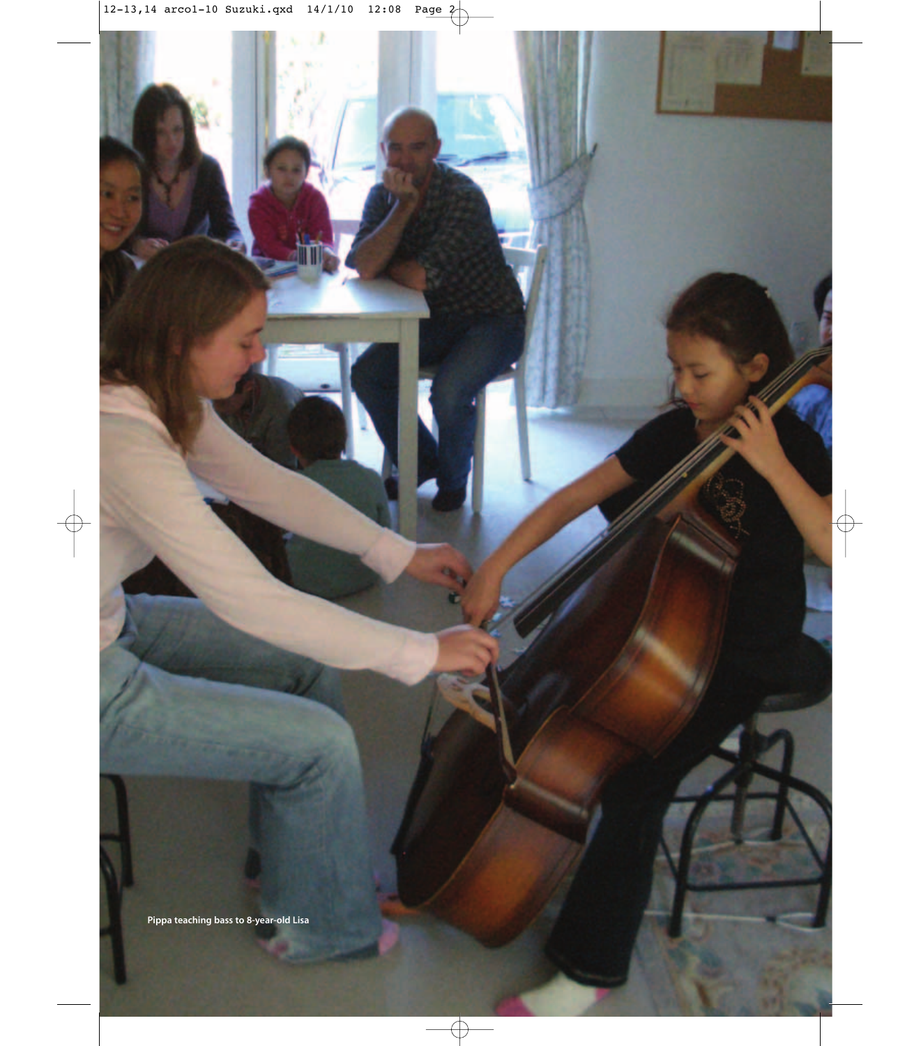Pippa teaching bass to 8-year-old Lisa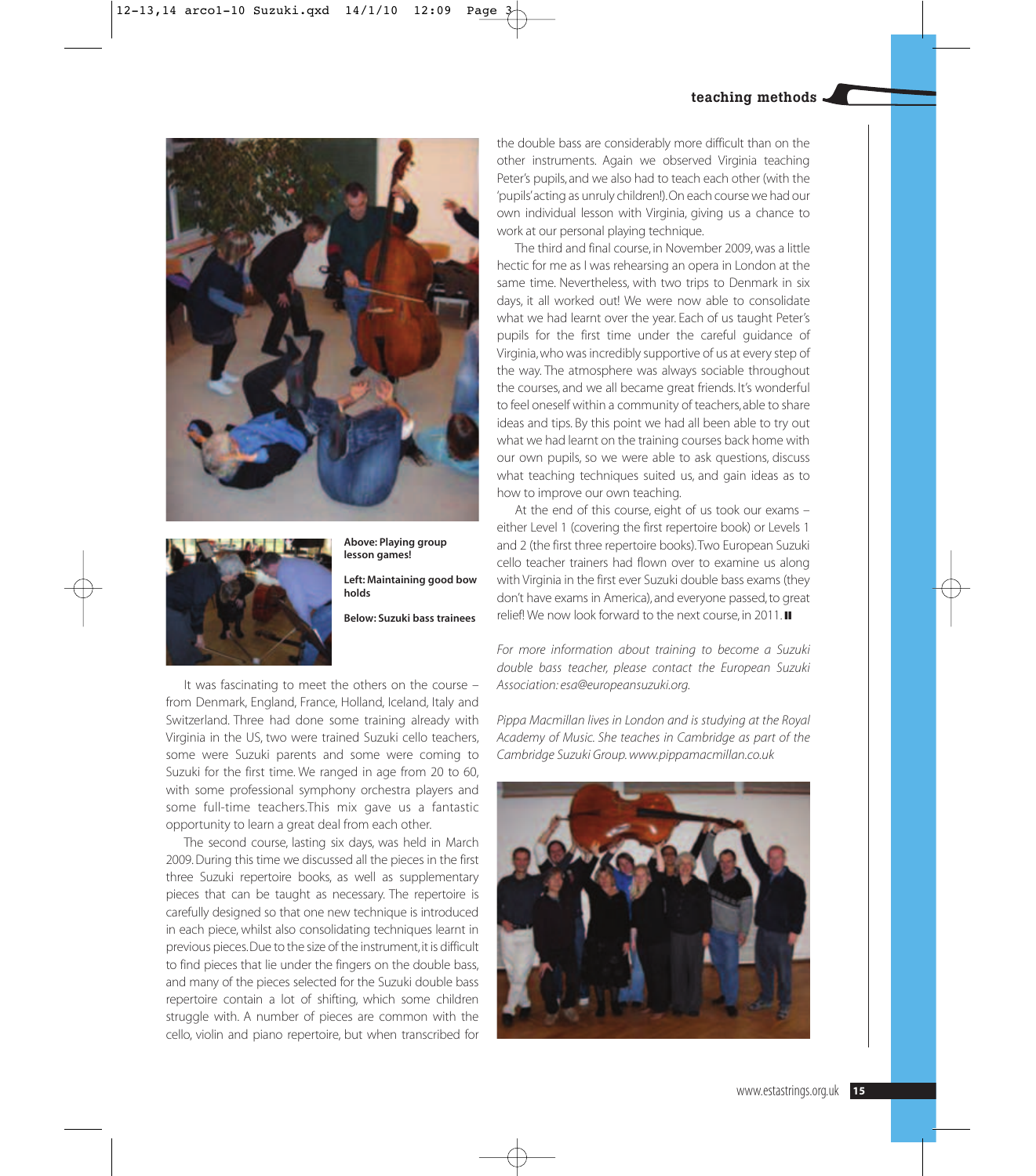Above: Playing group lesson games!

Left: Maintaining good bow holds

Below: Suzuki bass trainees

It was fascinating to meet the others on the course – from Denmark, England, France, Holland, Iceland, Italy and Switzerland. Three had done some training already with Virginia in the US, two were trained Suzuki cello teachers, some were Suzuki parents and some were coming to Suzuki for the first time. We ranged in age from 20 to 60, with some professional symphony orchestra players and some full-time teachers.This mix gave us a fantastic opportunity to learn a great deal from each other.

The second course, lasting six days, was held in March 2009. During this time we discussed all the pieces in the first three Suzuki repertoire books, as well as supplementary pieces that can be taught as necessary. The repertoire is carefully designed so that one new technique is introduced in each piece, whilst also consolidating techniques learnt in previous pieces. Due to the size of the instrument, it is difficult to find pieces that lie under the fingers on the double bass, and many of the pieces selected for the Suzuki double bass repertoire contain a lot of shifting, which some children struggle with. A number of pieces are common with the cello, violin and piano repertoire, but when transcribed for the double bass are considerably more difficult than on the other instruments. Again we observed Virginia teaching Peter's pupils, and we also had to teach each other (with the 'pupils' acting as unruly children!). On each course we had our own individual lesson with Virginia, giving us a chance to work at our personal playing technique.

The third and final course, in November 2009, was a little hectic for me as I was rehearsing an opera in London at the same time. Nevertheless, with two trips to Denmark in six days, it all worked out! We were now able to consolidate what we had learnt over the year. Each of us taught Peter's pupils for the first time under the careful guidance of Virginia, who was incredibly supportive of us at every step of the way. The atmosphere was always sociable throughout the courses, and we all became great friends. It's wonderful to feel oneself within a community of teachers, able to share ideas and tips. By this point we had all been able to try out what we had learnt on the training courses back home with our own pupils, so we were able to ask questions, discuss what teaching techniques suited us, and gain ideas as to how to improve our own teaching.

At the end of this course, eight of us took our exams – either Level 1 (covering the first repertoire book) or Levels 1 and 2 (the first three repertoire books). Two European Suzuki cello teacher trainers had flown over to examine us along with Virginia in the first ever Suzuki double bass exams (they don't have exams in America), and everyone passed, to great relief! We now look forward to the next course, in 2011. ■

*For more information about training to become a Suzuki double bass teacher, please contact the European Suzuki Association: esa@europeansuzuki.org.*

*Pippa Macmillan lives in London and is studying at the Royal Academy of Music. She teaches in Cambridge as part of the Cambridge Suzuki Group. www.pippamacmillan.co.uk*